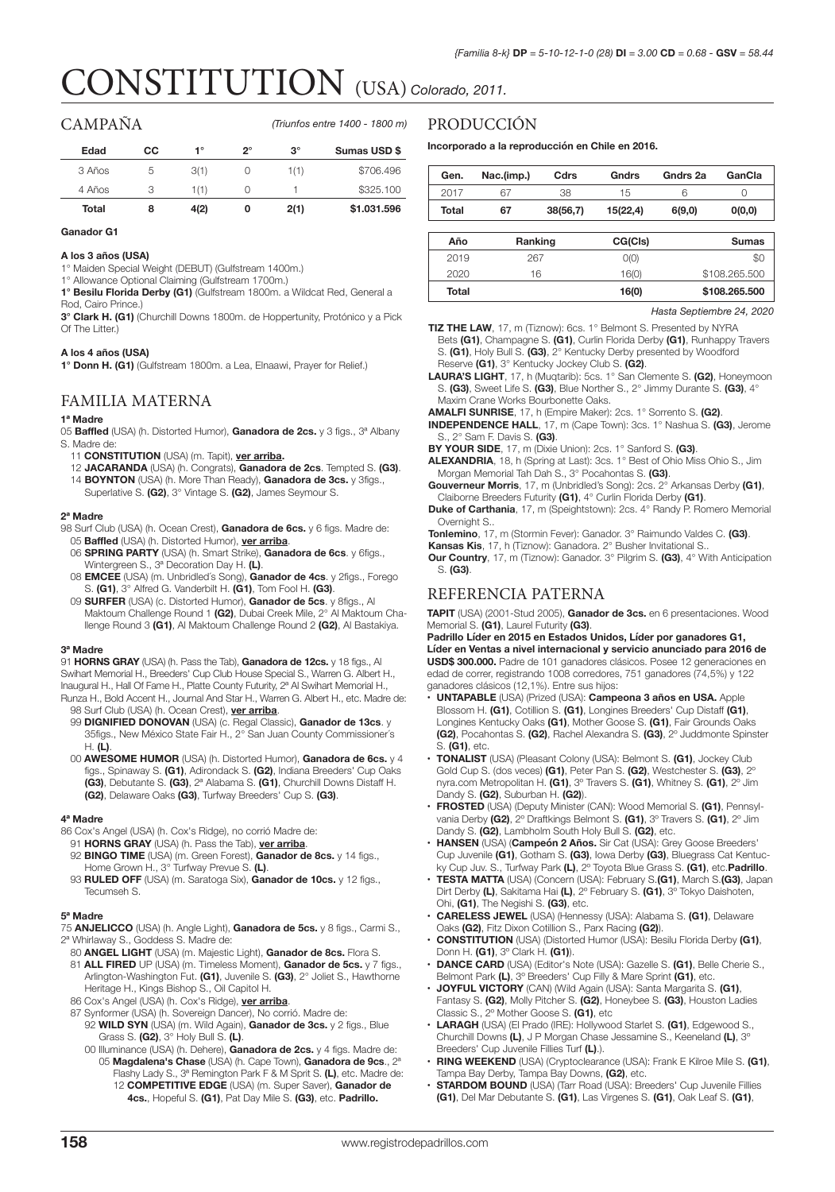*{Familia 8-k}* **DP** = 5-10-12-1-0 (28) **DI** = 3.00 **CD** = 0.68 - **GSV** = 58.44

# CONSTITUTION (USA) *Colorado, 2011.*

## CAMPAÑA

*(Triunfos entre 1400 - 1800 m)*

| Edad | CC | 1° | 2° | 3° | Sumas USD $ |
|---|---|---|---|---|---|
| 3 Años | 5 | 3(1) | 0 | 1(1) | $706.496 |
| 4 Años | 3 | 1(1) | 0 | 1 | $325.100 |
| **Total** | **8** | **4(2)** | **0** | **2(1)** | **$1.031.596** |

**Ganador G1**

**A los 3 años (USA)**

1° Maiden Special Weight (DEBUT) (Gulfstream 1400m.)

1° Allowance Optional Claiming (Gulfstream 1700m.)

**1° Besilu Florida Derby (G1)** (Gulfstream 1800m. a Wildcat Red, General a Rod, Cairo Prince.)

**3° Clark H. (G1)** (Churchill Downs 1800m. de Hoppertunity, Protónico y a Pick Of The Litter.)

**A los 4 años (USA)**

**1° Donn H. (G1)** (Gulfstream 1800m. a Lea, Elnaawi, Prayer for Relief.)

## FAMILIA MATERNA

**1ª Madre**

05 **Baffled** (USA) (h. Distorted Humor), **Ganadora de 2cs.** y 3 figs., 3ª Albany S. Madre de:

- 11 **CONSTITUTION** (USA) (m. Tapit), **ver arriba.**
- 12 **JACARANDA** (USA) (h. Congrats), **Ganadora de 2cs**. Tempted S. **(G3)**.
- 14 **BOYNTON** (USA) (h. More Than Ready), **Ganadora de 3cs.** y 3figs., Superlative S. **(G2)**, 3° Vintage S. **(G2)**, James Seymour S.

**2ª Madre**

98 Surf Club (USA) (h. Ocean Crest), **Ganadora de 6cs.** y 6 figs. Madre de:

- 05 **Baffled** (USA) (h. Distorted Humor), **ver arriba**.
- 06 **SPRING PARTY** (USA) (h. Smart Strike), **Ganadora de 6cs**. y 6figs., Wintergreen S., 3ª Decoration Day H. **(L)**.
- 08 **EMCEE** (USA) (m. Unbridled´s Song), **Ganador de 4cs**. y 2figs., Forego S. **(G1)**, 3° Alfred G. Vanderbilt H. **(G1)**, Tom Fool H. **(G3)**.
- 09 **SURFER** (USA) (c. Distorted Humor), **Ganador de 5cs**. y 8figs., Al Maktoum Challenge Round 1 **(G2)**, Dubai Creek Mile, 2° Al Maktoum Challenge Round 3 **(G1)**, Al Maktoum Challenge Round 2 **(G2)**, Al Bastakiya.

**3ª Madre**

91 **HORNS GRAY** (USA) (h. Pass the Tab), **Ganadora de 12cs.** y 18 figs., Al Swihart Memorial H., Breeders' Cup Club House Special S., Warren G. Albert H., Inaugural H., Hall Of Fame H., Platte County Futurity, 2ª Al Swihart Memorial H., Runza H., Bold Accent H., Journal And Star H., Warren G. Albert H., etc. Madre de:

- 98 Surf Club (USA) (h. Ocean Crest), **ver arriba**.
- 99 **DIGNIFIED DONOVAN** (USA) (c. Regal Classic), **Ganador de 13cs**. y 35figs., New México State Fair H., 2° San Juan County Commissioner´s H. **(L)**.
- 00 **AWESOME HUMOR** (USA) (h. Distorted Humor), **Ganadora de 6cs.** y 4 figs., Spinaway S. **(G1)**, Adirondack S. **(G2)**, Indiana Breeders' Cup Oaks **(G3)**, Debutante S. **(G3)**, 2ª Alabama S. **(G1)**, Churchill Downs Distaff H. **(G2)**, Delaware Oaks **(G3)**, Turfway Breeders' Cup S. **(G3)**.

**4ª Madre**

86 Cox's Angel (USA) (h. Cox's Ridge), no corrió Madre de:

- 91 **HORNS GRAY** (USA) (h. Pass the Tab), **ver arriba**.
- 92 **BINGO TIME** (USA) (m. Green Forest), **Ganador de 8cs.** y 14 figs., Home Grown H., 3° Turfway Prevue S. **(L)**.
- 93 **RULED OFF** (USA) (m. Saratoga Six), **Ganador de 10cs.** y 12 figs., Tecumseh S.

**5ª Madre**

75 **ANJELICCO** (USA) (h. Angle Light), **Ganadora de 5cs.** y 8 figs., Carmi S., 2ª Whirlaway S., Goddess S. Madre de:

- 80 **ANGEL LIGHT** (USA) (m. Majestic Light), **Ganador de 8cs.** Flora S.
- 81 **ALL FIRED** UP (USA) (m. Timeless Moment), **Ganador de 5cs.** y 7 figs., Arlington-Washington Fut. **(G1)**, Juvenile S. **(G3)**, 2° Joliet S., Hawthorne Heritage H., Kings Bishop S., Oil Capitol H.
- 86 Cox's Angel (USA) (h. Cox's Ridge), **ver arriba**.
- 87 Synformer (USA) (h. Sovereign Dancer), No corrió. Madre de:
  - 92 **WILD SYN** (USA) (m. Wild Again), **Ganador de 3cs.** y 2 figs., Blue Grass S. **(G2)**, 3° Holy Bull S. **(L)**.
  - 00 Illuminance (USA) (h. Dehere), **Ganadora de 2cs.** y 4 figs. Madre de:
    - 05 **Magdalena's Chase** (USA) (h. Cape Town), **Ganadora de 9cs**., 2ª Flashy Lady S., 3ª Remington Park F & M Sprit S. **(L)**, etc. Madre de:
      - 12 **COMPETITIVE EDGE** (USA) (m. Super Saver), **Ganador de 4cs.**, Hopeful S. **(G1)**, Pat Day Mile S. **(G3)**, etc. **Padrillo.**

## PRODUCCIÓN

**Incorporado a la reproducción en Chile en 2016.**

| Gen. | Nac.(imp.) | Cdrs | Gndrs | Gndrs 2a | GanCla |
|---|---|---|---|---|---|
| 2017 | 67 | 38 | 15 | 6 | 0 |
| **Total** | **67** | **38(56,7)** | **15(22,4)** | **6(9,0)** | **0(0,0)** |

| Año | Ranking | CG(Cls) | Sumas |
|---|---|---|---|
| 2019 | 267 | 0(0) | $0 |
| 2020 | 16 | 16(0) | $108.265.500 |
| **Total** | | **16(0)** | **$108.265.500** |

*Hasta Septiembre 24, 2020*

**TIZ THE LAW**, 17, m (Tiznow): 6cs. 1° Belmont S. Presented by NYRA Bets **(G1)**, Champagne S. **(G1)**, Curlin Florida Derby **(G1)**, Runnapy Travers S. **(G1)**, Holy Bull S. **(G3)**, 2° Kentucky Derby presented by Woodford Reserve **(G1)**, 3° Kentucky Jockey Club S. **(G2)**.

**LAURA'S LIGHT**, 17, h (Muqtarib): 5cs. 1° San Clemente S. **(G2)**, Honeymoon S. **(G3)**, Sweet Life S. **(G3)**, Blue Norther S., 2° Jimmy Durante S. **(G3)**, 4° Maxim Crane Works Bourbonette Oaks.

**AMALFI SUNRISE**, 17, h (Empire Maker): 2cs. 1° Sorrento S. **(G2)**.

**INDEPENDENCE HALL**, 17, m (Cape Town): 3cs. 1° Nashua S. **(G3)**, Jerome S., 2° Sam F. Davis S. **(G3)**.

**BY YOUR SIDE**, 17, m (Dixie Union): 2cs. 1° Sanford S. **(G3)**.

**ALEXANDRIA**, 18, h (Spring at Last): 3cs. 1° Best of Ohio Miss Ohio S., Jim Morgan Memorial Tah Dah S., 3° Pocahontas S. **(G3)**.

**Gouverneur Morris**, 17, m (Unbridled's Song): 2cs. 2° Arkansas Derby **(G1)**, Claiborne Breeders Futurity **(G1)**, 4° Curlin Florida Derby **(G1)**.

**Duke of Carthania**, 17, m (Speightstown): 2cs. 4° Randy P. Romero Memorial Overnight S..

**Tonlemino**, 17, m (Stormin Fever): Ganador. 3° Raimundo Valdes C. **(G3)**.

**Kansas Kis**, 17, h (Tiznow): Ganadora. 2° Busher Invitational S..

**Our Country**, 17, m (Tiznow): Ganador. 3° Pilgrim S. **(G3)**, 4° With Anticipation S. **(G3)**.

## REFERENCIA PATERNA

**TAPIT** (USA) (2001-Stud 2005), **Ganador de 3cs.** en 6 presentaciones. Wood Memorial S. **(G1)**, Laurel Futurity **(G3)**.

**Padrillo Líder en 2015 en Estados Unidos, Líder por ganadores G1, Líder en Ventas a nivel internacional y servicio anunciado para 2016 de USD$ 300.000.** Padre de 101 ganadores clásicos. Posee 12 generaciones en edad de correr, registrando 1008 corredores, 751 ganadores (74,5%) y 122 ganadores clásicos (12,1%). Entre sus hijos:

- **UNTAPABLE** (USA) (Prized (USA): **Campeona 3 años en USA.** Apple Blossom H. **(G1)**, Cotillion S. **(G1)**, Longines Breeders' Cup Distaff **(G1)**, Longines Kentucky Oaks **(G1)**, Mother Goose S. **(G1)**, Fair Grounds Oaks **(G2)**, Pocahontas S. **(G2)**, Rachel Alexandra S. **(G3)**, 2º Juddmonte Spinster S. **(G1)**, etc.
- **TONALIST** (USA) (Pleasant Colony (USA): Belmont S. **(G1)**, Jockey Club Gold Cup S. (dos veces) **(G1)**, Peter Pan S. **(G2)**, Westchester S. **(G3)**, 2° nyra.com Metropolitan H. **(G1)**, 3° Travers S. **(G1)**, Whitney S. **(G1)**, 2º Jim Dandy S. **(G2)**, Suburban H. **(G2)**).
- **FROSTED** (USA) (Deputy Minister (CAN): Wood Memorial S. **(G1)**, Pennsylvania Derby **(G2)**, 2º Draftkings Belmont S. **(G1)**, 3º Travers S. **(G1)**, 2º Jim Dandy S. **(G2)**, Lambholm South Holy Bull S. **(G2)**, etc.
- **HANSEN** (USA) (**Campeón 2 Años.** Sir Cat (USA): Grey Goose Breeders' Cup Juvenile **(G1)**, Gotham S. **(G3)**, Iowa Derby **(G3)**, Bluegrass Cat Kentucky Cup Juv. S., Turfway Park **(L)**, 2º Toyota Blue Grass S. **(G1)**, etc.**Padrillo**.
- **TESTA MATTA** (USA) (Concern (USA): February S.**(G1)**, March S.**(G3)**, Japan Dirt Derby **(L)**, Sakitama Hai **(L)**, 2º February S. **(G1)**, 3º Tokyo Daishoten, Ohi, **(G1)**, The Negishi S. **(G3)**, etc.
- **CARELESS JEWEL** (USA) (Hennessy (USA): Alabama S. **(G1)**, Delaware Oaks **(G2)**, Fitz Dixon Cotillion S., Parx Racing **(G2)**).
- **CONSTITUTION** (USA) (Distorted Humor (USA): Besilu Florida Derby **(G1)**, Donn H. **(G1)**, 3º Clark H. **(G1)**).
- **DANCE CARD** (USA) (Editor's Note (USA): Gazelle S. **(G1)**, Belle Cherie S., Belmont Park **(L)**, 3º Breeders' Cup Filly & Mare Sprint **(G1)**, etc.
- **JOYFUL VICTORY** (CAN) (Wild Again (USA): Santa Margarita S. **(G1)**, Fantasy S. **(G2)**, Molly Pitcher S. **(G2)**, Honeybee S. **(G3)**, Houston Ladies Classic S., 2º Mother Goose S. **(G1)**, etc
- **LARAGH** (USA) (El Prado (IRE): Hollywood Starlet S. **(G1)**, Edgewood S., Churchill Downs **(L)**, J P Morgan Chase Jessamine S., Keeneland **(L)**, 3º Breeders' Cup Juvenile Fillies Turf **(L)**.).
- **RING WEEKEND** (USA) (Cryptoclearance (USA): Frank E Kilroe Mile S. **(G1)**, Tampa Bay Derby, Tampa Bay Downs, **(G2)**, etc.
- **STARDOM BOUND** (USA) (Tarr Road (USA): Breeders' Cup Juvenile Fillies **(G1)**, Del Mar Debutante S. **(G1)**, Las Virgenes S. **(G1)**, Oak Leaf S. **(G1)**,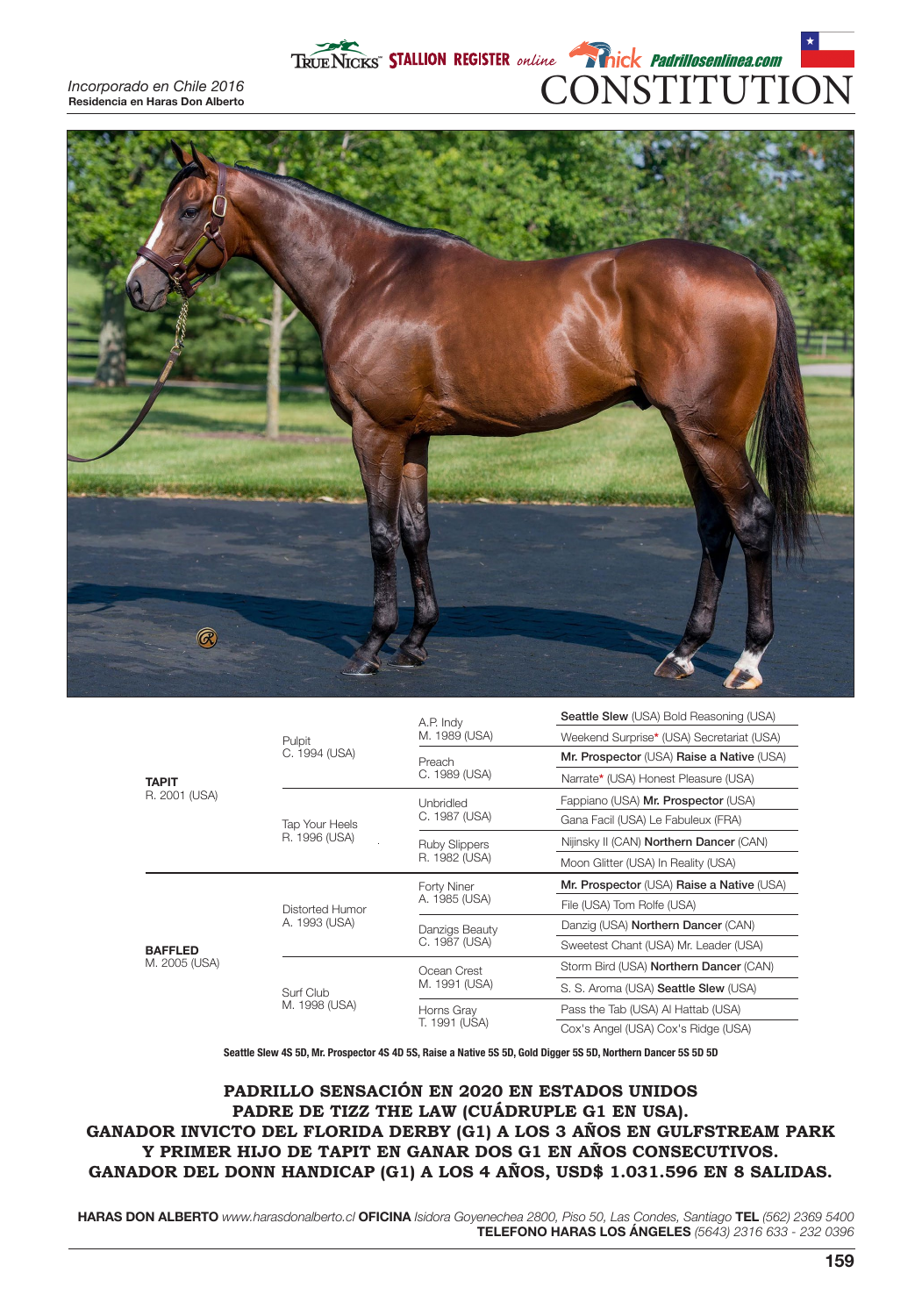TRUE NICKS™ STALLION REGISTER *online* Nick Padrillosenlinea.com

*Incorporado en Chile 2016*
**Residencia en Haras Don Alberto**

# CONSTITUTION

| | | | |
|---|---|---|---|
| **TAPIT** R. 2001 (USA) | Pulpit C. 1994 (USA) | A.P. Indy M. 1989 (USA) | **Seattle Slew** (USA) Bold Reasoning (USA) |
| | | | Weekend Surprise* (USA) Secretariat (USA) |
| | | Preach C. 1989 (USA) | **Mr. Prospector** (USA) **Raise a Native** (USA) |
| | | | Narrate* (USA) Honest Pleasure (USA) |
| | Tap Your Heels R. 1996 (USA) | Unbridled C. 1987 (USA) | Fappiano (USA) **Mr. Prospector** (USA) |
| | | | Gana Facil (USA) Le Fabuleux (FRA) |
| | | Ruby Slippers R. 1982 (USA) | Nijinsky II (CAN) **Northern Dancer** (CAN) |
| | | | Moon Glitter (USA) In Reality (USA) |
| **BAFFLED** M. 2005 (USA) | Distorted Humor A. 1993 (USA) | Forty Niner A. 1985 (USA) | **Mr. Prospector** (USA) **Raise a Native** (USA) |
| | | | File (USA) Tom Rolfe (USA) |
| | | Danzigs Beauty C. 1987 (USA) | Danzig (USA) **Northern Dancer** (CAN) |
| | | | Sweetest Chant (USA) Mr. Leader (USA) |
| | Surf Club M. 1998 (USA) | Ocean Crest M. 1991 (USA) | Storm Bird (USA) **Northern Dancer** (CAN) |
| | | | S. S. Aroma (USA) **Seattle Slew** (USA) |
| | | Horns Gray T. 1991 (USA) | Pass the Tab (USA) Al Hattab (USA) |
| | | | Cox's Angel (USA) Cox's Ridge (USA) |

**Seattle Slew 4S 5D, Mr. Prospector 4S 4D 5S, Raise a Native 5S 5D, Gold Digger 5S 5D, Northern Dancer 5S 5D 5D**

**PADRILLO SENSACIÓN EN 2020 EN ESTADOS UNIDOS
PADRE DE TIZZ THE LAW (CUÁDRUPLE G1 EN USA).
GANADOR INVICTO DEL FLORIDA DERBY (G1) A LOS 3 AÑOS EN GULFSTREAM PARK
Y PRIMER HIJO DE TAPIT EN GANAR DOS G1 EN AÑOS CONSECUTIVOS.
GANADOR DEL DONN HANDICAP (G1) A LOS 4 AÑOS, USD$ 1.031.596 EN 8 SALIDAS.**

**HARAS DON ALBERTO** *www.harasdonalberto.cl* **OFICINA** *Isidora Goyenechea 2800, Piso 50, Las Condes, Santiago* **TEL** *(562) 2369 5400*
**TELEFONO HARAS LOS ÁNGELES** *(5643) 2316 633 - 232 0396*